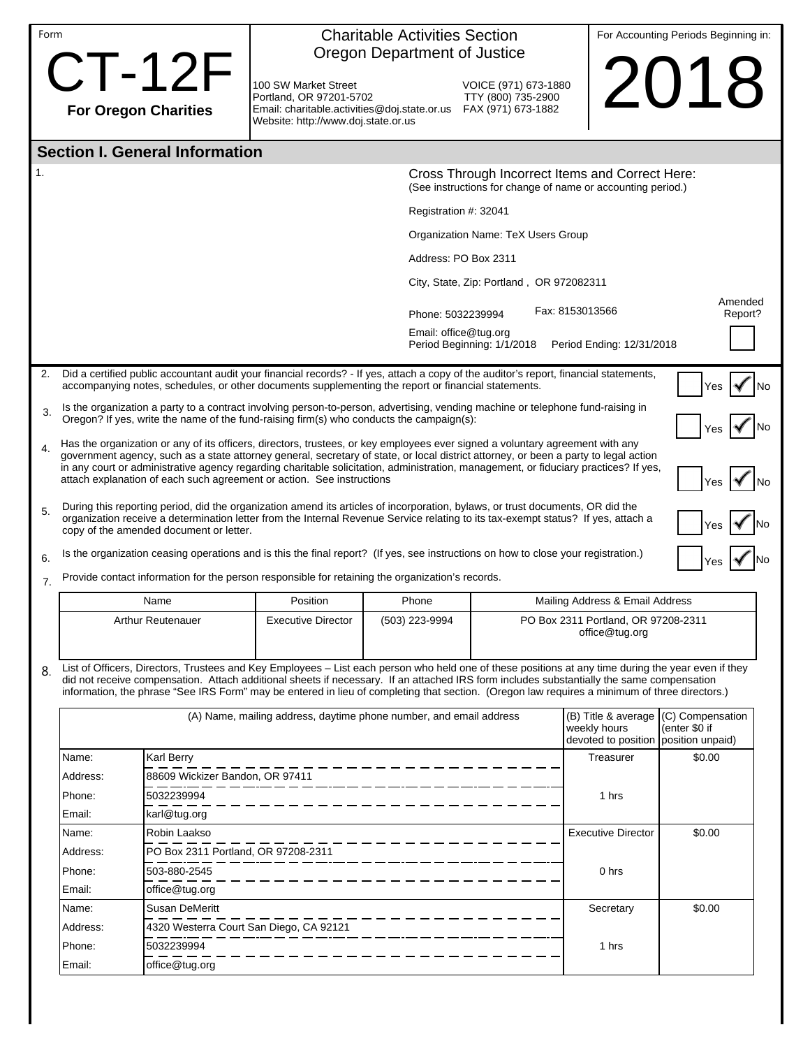Form

# CT-12F

**For Oregon Charities**

Charitable Activities Section
Oregon Department of Justice

100 SW Market Street
Portland, OR 97201-5702
Email: charitable.activities@doj.state.or.us
Website: http://www.doj.state.or.us

VOICE (971) 673-1880
TTY (800) 735-2900
FAX (971) 673-1882

For Accounting Periods Beginning in:

# 2018

## Section I. General Information

1.

Cross Through Incorrect Items and Correct Here:
(See instructions for change of name or accounting period.)

Registration #: 32041

Organization Name: TeX Users Group

Address: PO Box 2311

City, State, Zip: Portland , OR 972082311

Phone: 5032239994 Fax: 8153013566

Email: office@tug.org
Period Beginning: 1/1/2018 Period Ending: 12/31/2018

Amended Report? ☐

2. Did a certified public accountant audit your financial records? - If yes, attach a copy of the auditor's report, financial statements, accompanying notes, schedules, or other documents supplementing the report or financial statements. ☐ Yes ☑ No

3. Is the organization a party to a contract involving person-to-person, advertising, vending machine or telephone fund-raising in Oregon? If yes, write the name of the fund-raising firm(s) who conducts the campaign(s): ☐ Yes ☑ No

4. Has the organization or any of its officers, directors, trustees, or key employees ever signed a voluntary agreement with any government agency, such as a state attorney general, secretary of state, or local district attorney, or been a party to legal action in any court or administrative agency regarding charitable solicitation, administration, management, or fiduciary practices? If yes, attach explanation of each such agreement or action. See instructions ☐ Yes ☑ No

5. During this reporting period, did the organization amend its articles of incorporation, bylaws, or trust documents, OR did the organization receive a determination letter from the Internal Revenue Service relating to its tax-exempt status? If yes, attach a copy of the amended document or letter. ☐ Yes ☑ No

6. Is the organization ceasing operations and is this the final report? (If yes, see instructions on how to close your registration.) ☐ Yes ☑ No

7. Provide contact information for the person responsible for retaining the organization's records.

| Name | Position | Phone | Mailing Address & Email Address |
|---|---|---|---|
| Arthur Reutenauer | Executive Director | (503) 223-9994 | PO Box 2311 Portland, OR 97208-2311<br>office@tug.org |

8. List of Officers, Directors, Trustees and Key Employees – List each person who held one of these positions at any time during the year even if they did not receive compensation. Attach additional sheets if necessary. If an attached IRS form includes substantially the same compensation information, the phrase "See IRS Form" may be entered in lieu of completing that section. (Oregon law requires a minimum of three directors.)

| (A) Name, mailing address, daytime phone number, and email address | | (B) Title & average weekly hours devoted to position | (C) Compensation (enter $0 if position unpaid) |
|---|---|---|---|
| Name: | Karl Berry | Treasurer | $0.00 |
| Address: | 88609 Wickizer Bandon, OR 97411 | | |
| Phone: | 5032239994 | 1 hrs | |
| Email: | karl@tug.org | | |
| Name: | Robin Laakso | Executive Director | $0.00 |
| Address: | PO Box 2311 Portland, OR 97208-2311 | | |
| Phone: | 503-880-2545 | 0 hrs | |
| Email: | office@tug.org | | |
| Name: | Susan DeMeritt | Secretary | $0.00 |
| Address: | 4320 Westerra Court San Diego, CA 92121 | | |
| Phone: | 5032239994 | 1 hrs | |
| Email: | office@tug.org | | |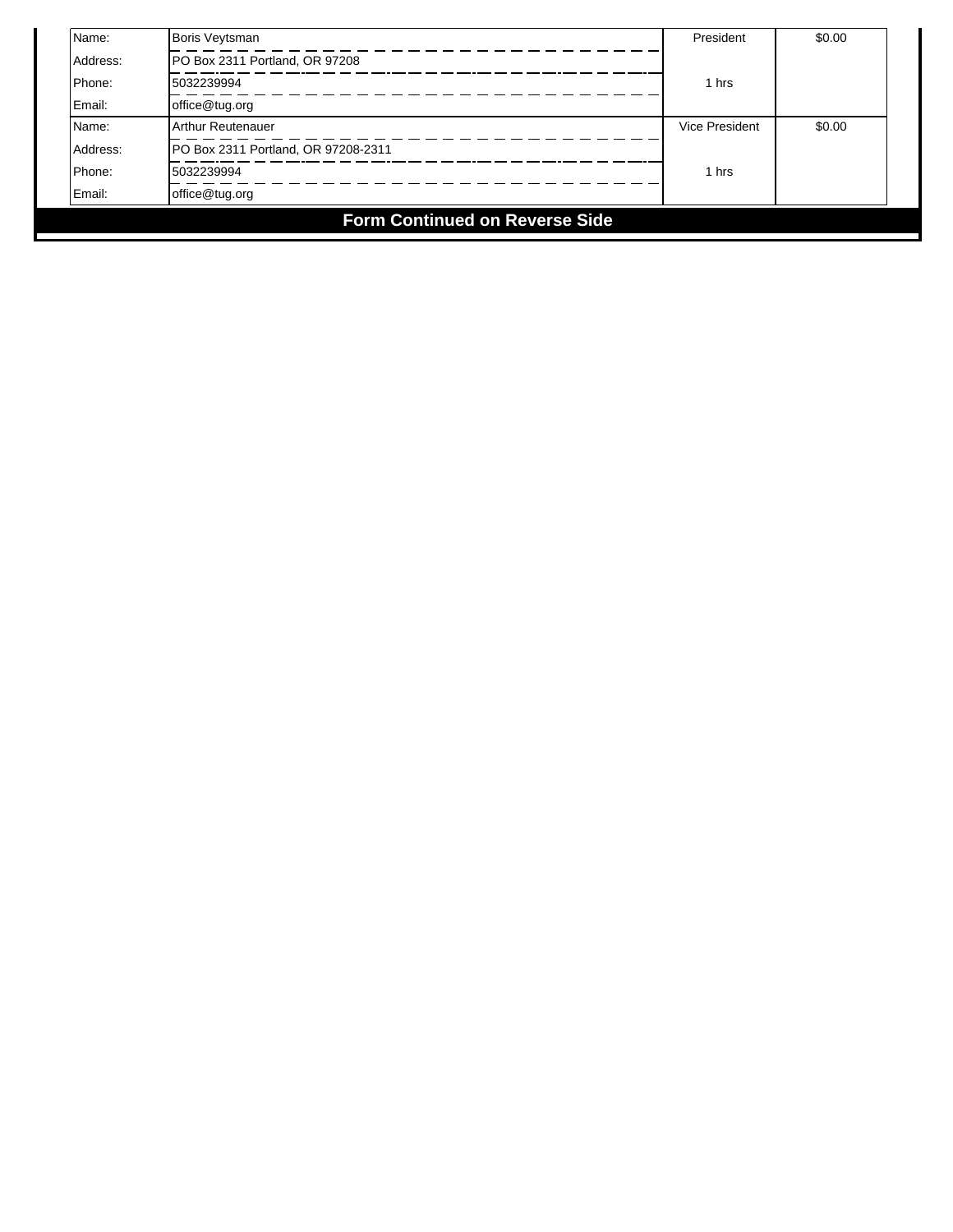| | | | |
|---|---|---|---|
| Name: Boris Veytsman<br>Address: PO Box 2311 Portland, OR 97208<br>Phone: 5032239994<br>Email: office@tug.org | President<br><br>1 hrs | $0.00 |
| Name: Arthur Reutenauer<br>Address: PO Box 2311 Portland, OR 97208-2311<br>Phone: 5032239994<br>Email: office@tug.org | Vice President<br><br>1 hrs | $0.00 |

**Form Continued on Reverse Side**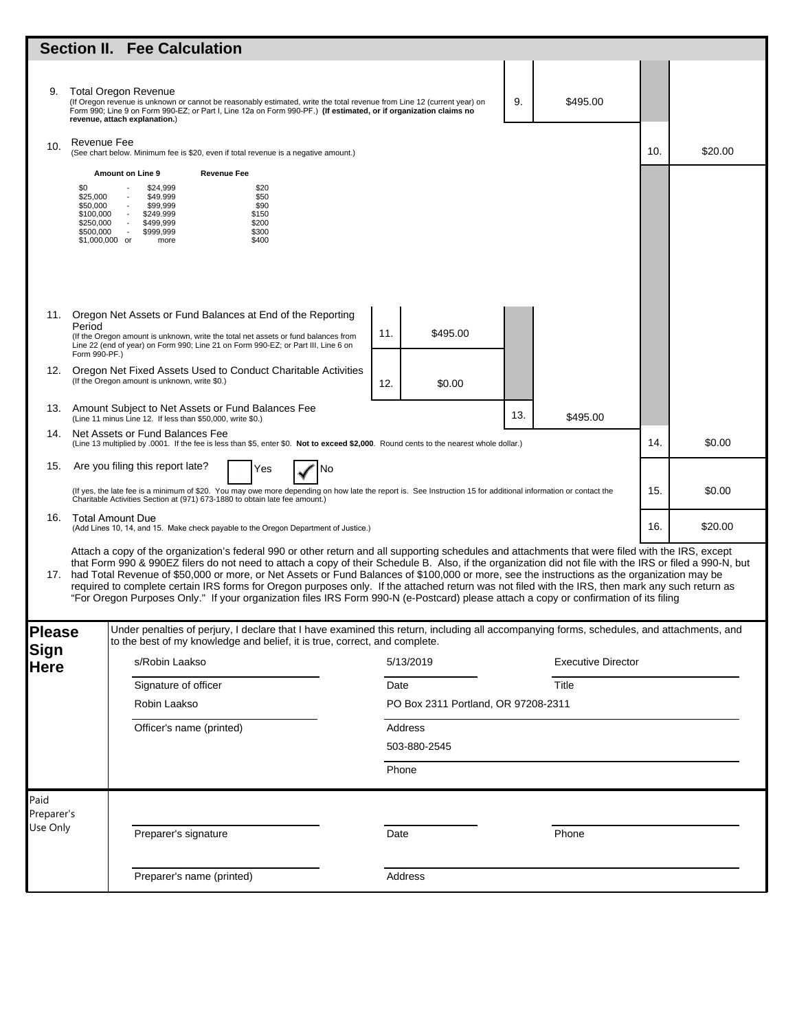## Section II. Fee Calculation

9. **Total Oregon Revenue**
(If Oregon revenue is unknown or cannot be reasonably estimated, write the total revenue from Line 12 (current year) on Form 990; Line 9 on Form 990-EZ; or Part I, Line 12a on Form 990-PF.) **(If estimated, or if organization claims no revenue, attach explanation.)**

9. $495.00

10. **Revenue Fee**
(See chart below. Minimum fee is $20, even if total revenue is a negative amount.)

10. $20.00

| Amount on Line 9 | Revenue Fee |
|---|---|
| $0 - $24,999 | $20 |
| $25,000 - $49.999 | $50 |
| $50,000 - $99,999 | $90 |
| $100,000 - $249.999 | $150 |
| $250,000 - $499,999 | $200 |
| $500,000 - $999,999 | $300 |
| $1,000,000 or more | $400 |

11. **Oregon Net Assets or Fund Balances at End of the Reporting Period**
(If the Oregon amount is unknown, write the total net assets or fund balances from Line 22 (end of year) on Form 990; Line 21 on Form 990-EZ; or Part III, Line 6 on Form 990-PF.)

11. $495.00

12. **Oregon Net Fixed Assets Used to Conduct Charitable Activities**
(If the Oregon amount is unknown, write $0.)

12. $0.00

13. **Amount Subject to Net Assets or Fund Balances Fee**
(Line 11 minus Line 12. If less than $50,000, write $0.)

13. $495.00

14. **Net Assets or Fund Balances Fee**
(Line 13 multiplied by .0001. If the fee is less than $5, enter $0. **Not to exceed $2,000**. Round cents to the nearest whole dollar.)

14. $0.00

15. **Are you filing this report late?** ☐ Yes ☑ No
(If yes, the late fee is a minimum of $20. You may owe more depending on how late the report is. See Instruction 15 for additional information or contact the Charitable Activities Section at (971) 673-1880 to obtain late fee amount.)

15. $0.00

16. **Total Amount Due**
(Add Lines 10, 14, and 15. Make check payable to the Oregon Department of Justice.)

16. $20.00

17. Attach a copy of the organization's federal 990 or other return and all supporting schedules and attachments that were filed with the IRS, except that Form 990 & 990EZ filers do not need to attach a copy of their Schedule B. Also, if the organization did not file with the IRS or filed a 990-N, but had Total Revenue of $50,000 or more, or Net Assets or Fund Balances of $100,000 or more, see the instructions as the organization may be required to complete certain IRS forms for Oregon purposes only. If the attached return was not filed with the IRS, then mark any such return as "For Oregon Purposes Only." If your organization files IRS Form 990-N (e-Postcard) please attach a copy or confirmation of its filing

**Please Sign Here**

Under penalties of perjury, I declare that I have examined this return, including all accompanying forms, schedules, and attachments, and to the best of my knowledge and belief, it is true, correct, and complete.

| | | |
|---|---|---|
| s/Robin Laakso | 5/13/2019 | Executive Director |
| Signature of officer | Date | Title |
| Robin Laakso | PO Box 2311 Portland, OR 97208-2311 | |
| Officer's name (printed) | Address | |
| | 503-880-2545 | |
| | Phone | |

**Paid Preparer's Use Only**

| | | |
|---|---|---|
| Preparer's signature | Date | Phone |
| Preparer's name (printed) | Address | |